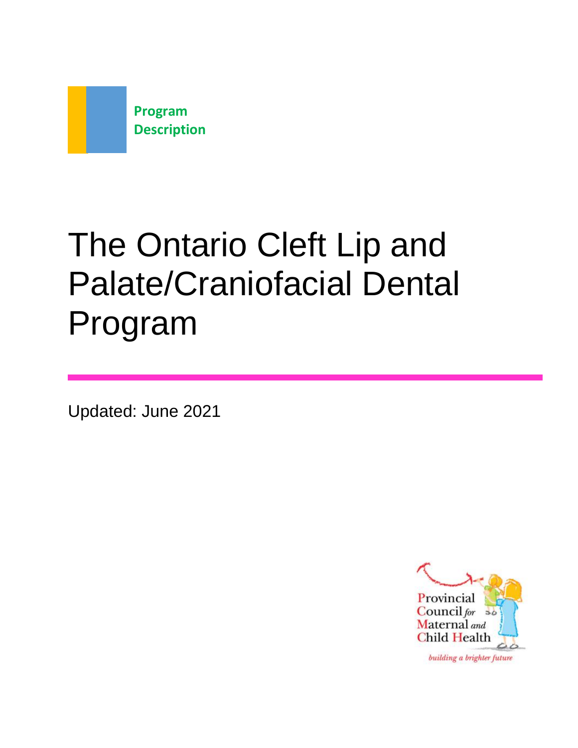**Program Description**

# The Ontario Cleft Lip and Palate/Craniofacial Dental Program

Updated: June 2021

Provincial Council *for* Maternal *and* Child Health

*building a brighter future*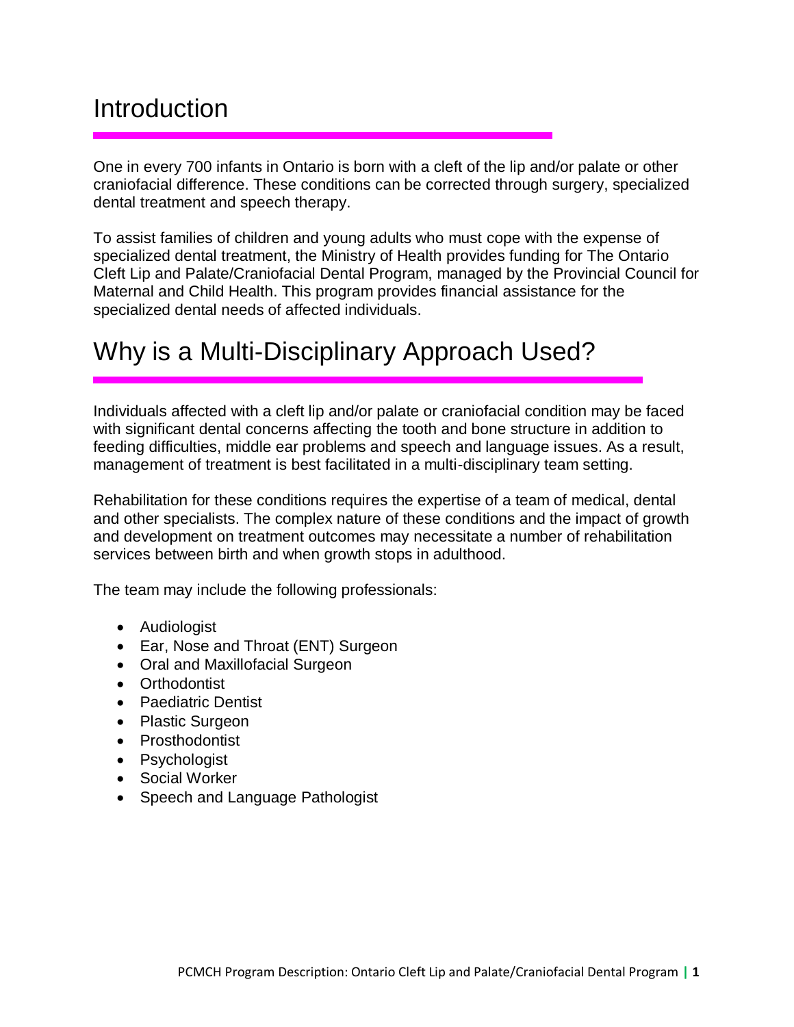# Introduction

One in every 700 infants in Ontario is born with a cleft of the lip and/or palate or other craniofacial difference. These conditions can be corrected through surgery, specialized dental treatment and speech therapy.

To assist families of children and young adults who must cope with the expense of specialized dental treatment, the Ministry of Health provides funding for The Ontario Cleft Lip and Palate/Craniofacial Dental Program, managed by the Provincial Council for Maternal and Child Health. This program provides financial assistance for the specialized dental needs of affected individuals.

# Why is a Multi-Disciplinary Approach Used?

Individuals affected with a cleft lip and/or palate or craniofacial condition may be faced with significant dental concerns affecting the tooth and bone structure in addition to feeding difficulties, middle ear problems and speech and language issues. As a result, management of treatment is best facilitated in a multi-disciplinary team setting.

Rehabilitation for these conditions requires the expertise of a team of medical, dental and other specialists. The complex nature of these conditions and the impact of growth and development on treatment outcomes may necessitate a number of rehabilitation services between birth and when growth stops in adulthood.

The team may include the following professionals:

- Audiologist
- Ear, Nose and Throat (ENT) Surgeon
- Oral and Maxillofacial Surgeon
- Orthodontist
- Paediatric Dentist
- Plastic Surgeon
- Prosthodontist
- Psychologist
- Social Worker
- Speech and Language Pathologist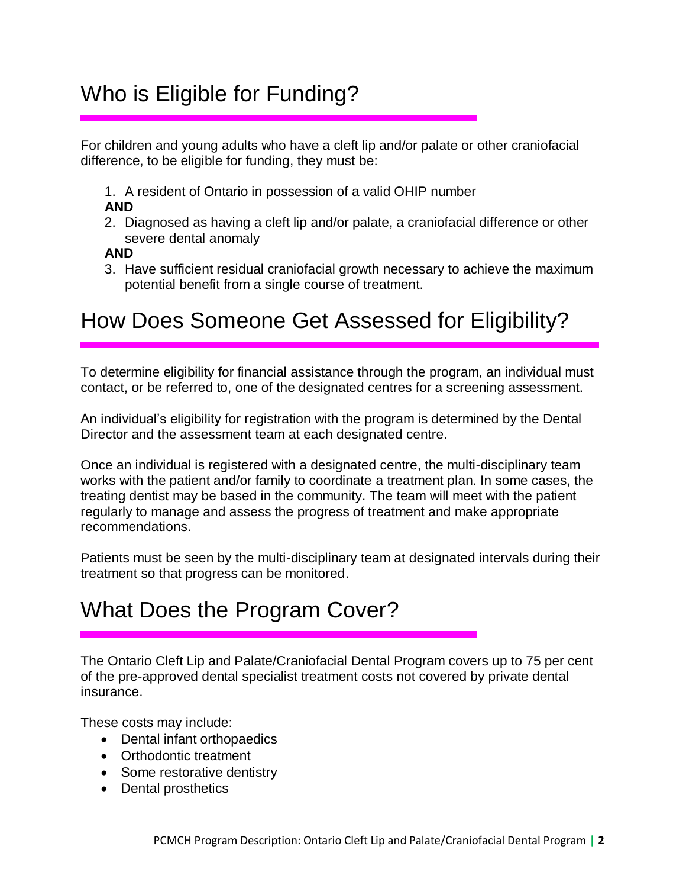## Who is Eligible for Funding?

For children and young adults who have a cleft lip and/or palate or other craniofacial difference, to be eligible for funding, they must be:

1. A resident of Ontario in possession of a valid OHIP number

**AND**

2. Diagnosed as having a cleft lip and/or palate, a craniofacial difference or other severe dental anomaly

**AND**

3. Have sufficient residual craniofacial growth necessary to achieve the maximum potential benefit from a single course of treatment.

## How Does Someone Get Assessed for Eligibility?

To determine eligibility for financial assistance through the program, an individual must contact, or be referred to, one of the designated centres for a screening assessment.

An individual's eligibility for registration with the program is determined by the Dental Director and the assessment team at each designated centre.

Once an individual is registered with a designated centre, the multi-disciplinary team works with the patient and/or family to coordinate a treatment plan. In some cases, the treating dentist may be based in the community. The team will meet with the patient regularly to manage and assess the progress of treatment and make appropriate recommendations.

Patients must be seen by the multi-disciplinary team at designated intervals during their treatment so that progress can be monitored.

## What Does the Program Cover?

The Ontario Cleft Lip and Palate/Craniofacial Dental Program covers up to 75 per cent of the pre-approved dental specialist treatment costs not covered by private dental insurance.

These costs may include:

- Dental infant orthopaedics
- Orthodontic treatment
- Some restorative dentistry
- Dental prosthetics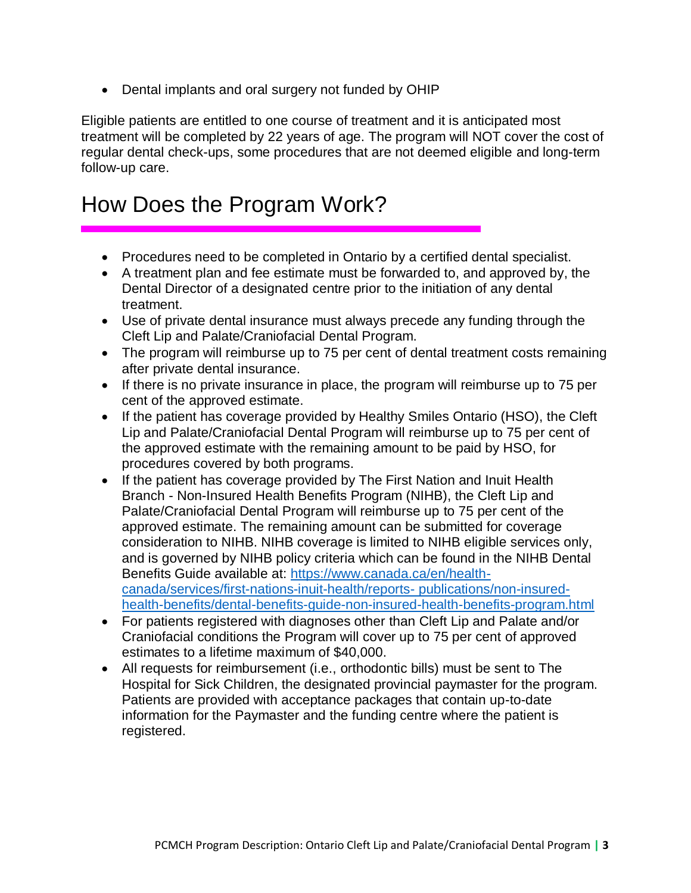- Dental implants and oral surgery not funded by OHIP

Eligible patients are entitled to one course of treatment and it is anticipated most treatment will be completed by 22 years of age. The program will NOT cover the cost of regular dental check-ups, some procedures that are not deemed eligible and long-term follow-up care.

# How Does the Program Work?

- Procedures need to be completed in Ontario by a certified dental specialist.
- A treatment plan and fee estimate must be forwarded to, and approved by, the Dental Director of a designated centre prior to the initiation of any dental treatment.
- Use of private dental insurance must always precede any funding through the Cleft Lip and Palate/Craniofacial Dental Program.
- The program will reimburse up to 75 per cent of dental treatment costs remaining after private dental insurance.
- If there is no private insurance in place, the program will reimburse up to 75 per cent of the approved estimate.
- If the patient has coverage provided by Healthy Smiles Ontario (HSO), the Cleft Lip and Palate/Craniofacial Dental Program will reimburse up to 75 per cent of the approved estimate with the remaining amount to be paid by HSO, for procedures covered by both programs.
- If the patient has coverage provided by The First Nation and Inuit Health Branch - Non-Insured Health Benefits Program (NIHB), the Cleft Lip and Palate/Craniofacial Dental Program will reimburse up to 75 per cent of the approved estimate. The remaining amount can be submitted for coverage consideration to NIHB. NIHB coverage is limited to NIHB eligible services only, and is governed by NIHB policy criteria which can be found in the NIHB Dental Benefits Guide available at: [https://www.canada.ca/en/health-canada/services/first-nations-inuit-health/reports- publications/non-insured-health-benefits/dental-benefits-guide-non-insured-health-benefits-program.html](https://www.canada.ca/en/health-canada/services/first-nations-inuit-health/reports-publications/non-insured-health-benefits/dental-benefits-guide-non-insured-health-benefits-program.html)
- For patients registered with diagnoses other than Cleft Lip and Palate and/or Craniofacial conditions the Program will cover up to 75 per cent of approved estimates to a lifetime maximum of $40,000.
- All requests for reimbursement (i.e., orthodontic bills) must be sent to The Hospital for Sick Children, the designated provincial paymaster for the program. Patients are provided with acceptance packages that contain up-to-date information for the Paymaster and the funding centre where the patient is registered.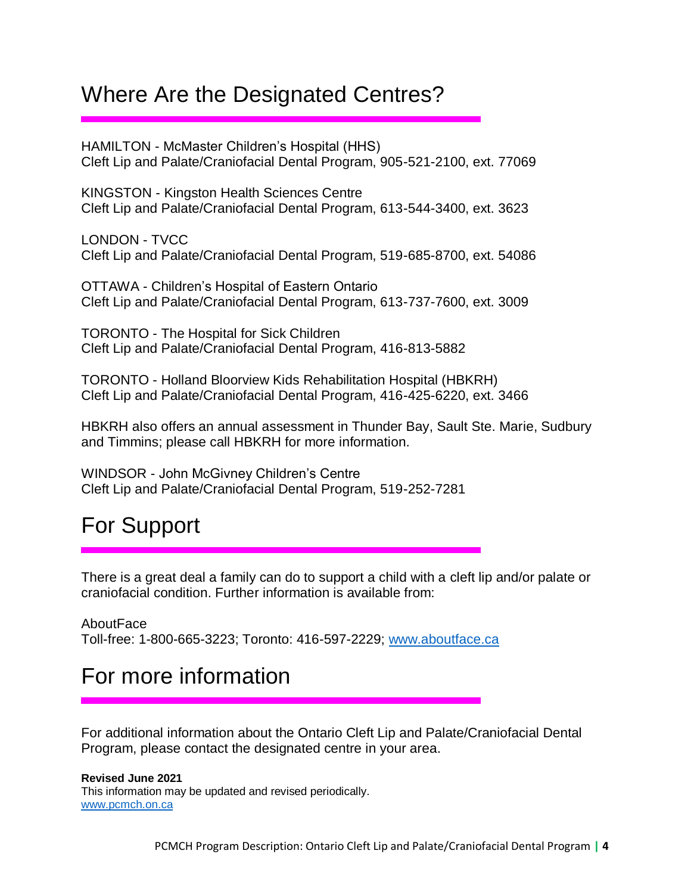## Where Are the Designated Centres?

HAMILTON - McMaster Children's Hospital (HHS)
Cleft Lip and Palate/Craniofacial Dental Program, 905-521-2100, ext. 77069

KINGSTON - Kingston Health Sciences Centre
Cleft Lip and Palate/Craniofacial Dental Program, 613-544-3400, ext. 3623

LONDON - TVCC
Cleft Lip and Palate/Craniofacial Dental Program, 519-685-8700, ext. 54086

OTTAWA - Children's Hospital of Eastern Ontario
Cleft Lip and Palate/Craniofacial Dental Program, 613-737-7600, ext. 3009

TORONTO - The Hospital for Sick Children
Cleft Lip and Palate/Craniofacial Dental Program, 416-813-5882

TORONTO - Holland Bloorview Kids Rehabilitation Hospital (HBKRH)
Cleft Lip and Palate/Craniofacial Dental Program, 416-425-6220, ext. 3466

HBKRH also offers an annual assessment in Thunder Bay, Sault Ste. Marie, Sudbury and Timmins; please call HBKRH for more information.

WINDSOR - John McGivney Children's Centre
Cleft Lip and Palate/Craniofacial Dental Program, 519-252-7281

## For Support

There is a great deal a family can do to support a child with a cleft lip and/or palate or craniofacial condition. Further information is available from:

AboutFace
Toll-free: 1-800-665-3223; Toronto: 416-597-2229; www.aboutface.ca

## For more information

For additional information about the Ontario Cleft Lip and Palate/Craniofacial Dental Program, please contact the designated centre in your area.

**Revised June 2021**
This information may be updated and revised periodically.
www.pcmch.on.ca